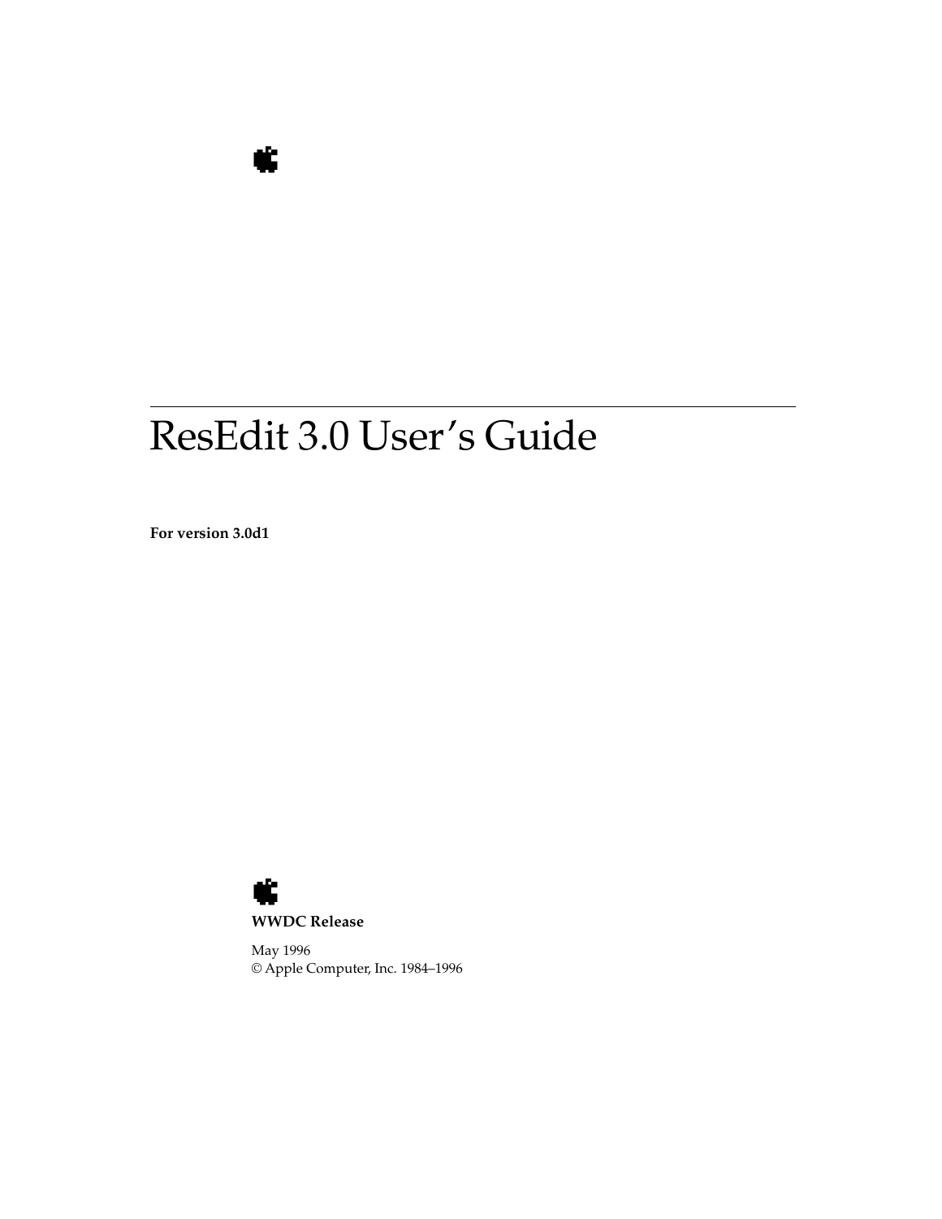# ResEdit 3.0 User's Guide

**For version 3.0d1**

**WWDC Release**

May 1996
© Apple Computer, Inc. 1984–1996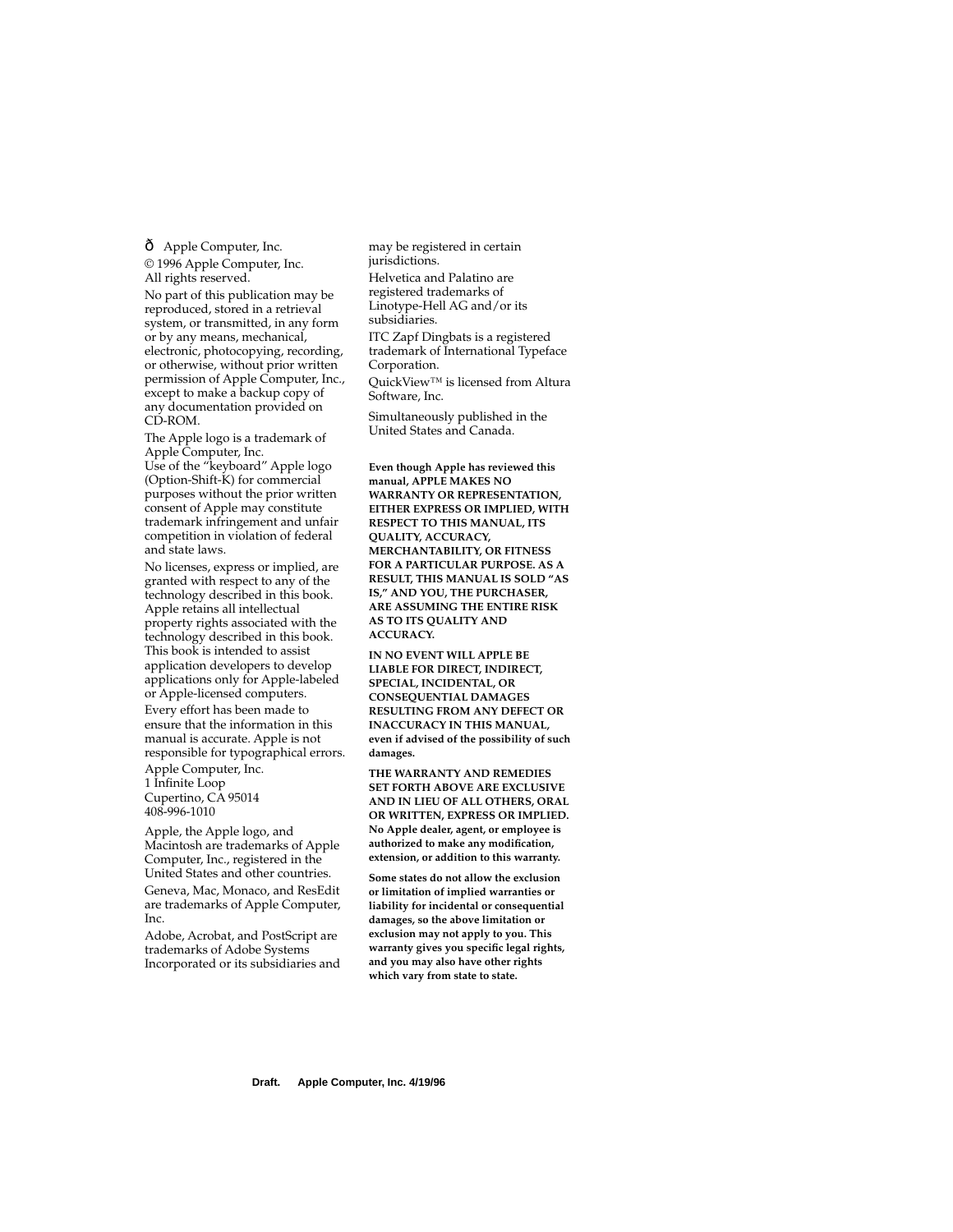Apple Computer, Inc.

© 1996 Apple Computer, Inc.
All rights reserved.

No part of this publication may be reproduced, stored in a retrieval system, or transmitted, in any form or by any means, mechanical, electronic, photocopying, recording, or otherwise, without prior written permission of Apple Computer, Inc., except to make a backup copy of any documentation provided on CD-ROM.

The Apple logo is a trademark of Apple Computer, Inc.
Use of the “keyboard” Apple logo (Option-Shift-K) for commercial purposes without the prior written consent of Apple may constitute trademark infringement and unfair competition in violation of federal and state laws.

No licenses, express or implied, are granted with respect to any of the technology described in this book. Apple retains all intellectual property rights associated with the technology described in this book. This book is intended to assist application developers to develop applications only for Apple-labeled or Apple-licensed computers.

Every effort has been made to ensure that the information in this manual is accurate. Apple is not responsible for typographical errors.

Apple Computer, Inc.
1 Infinite Loop
Cupertino, CA 95014
408-996-1010

Apple, the Apple logo, and Macintosh are trademarks of Apple Computer, Inc., registered in the United States and other countries.

Geneva, Mac, Monaco, and ResEdit are trademarks of Apple Computer, Inc.

Adobe, Acrobat, and PostScript are trademarks of Adobe Systems Incorporated or its subsidiaries and may be registered in certain jurisdictions.

Helvetica and Palatino are registered trademarks of Linotype-Hell AG and/or its subsidiaries.

ITC Zapf Dingbats is a registered trademark of International Typeface Corporation.

QuickView™ is licensed from Altura Software, Inc.

Simultaneously published in the United States and Canada.

**Even though Apple has reviewed this manual, APPLE MAKES NO WARRANTY OR REPRESENTATION, EITHER EXPRESS OR IMPLIED, WITH RESPECT TO THIS MANUAL, ITS QUALITY, ACCURACY, MERCHANTABILITY, OR FITNESS FOR A PARTICULAR PURPOSE. AS A RESULT, THIS MANUAL IS SOLD “AS IS,” AND YOU, THE PURCHASER, ARE ASSUMING THE ENTIRE RISK AS TO ITS QUALITY AND ACCURACY.**

**IN NO EVENT WILL APPLE BE LIABLE FOR DIRECT, INDIRECT, SPECIAL, INCIDENTAL, OR CONSEQUENTIAL DAMAGES RESULTING FROM ANY DEFECT OR INACCURACY IN THIS MANUAL, even if advised of the possibility of such damages.**

**THE WARRANTY AND REMEDIES SET FORTH ABOVE ARE EXCLUSIVE AND IN LIEU OF ALL OTHERS, ORAL OR WRITTEN, EXPRESS OR IMPLIED. No Apple dealer, agent, or employee is authorized to make any modification, extension, or addition to this warranty.**

**Some states do not allow the exclusion or limitation of implied warranties or liability for incidental or consequential damages, so the above limitation or exclusion may not apply to you. This warranty gives you specific legal rights, and you may also have other rights which vary from state to state.**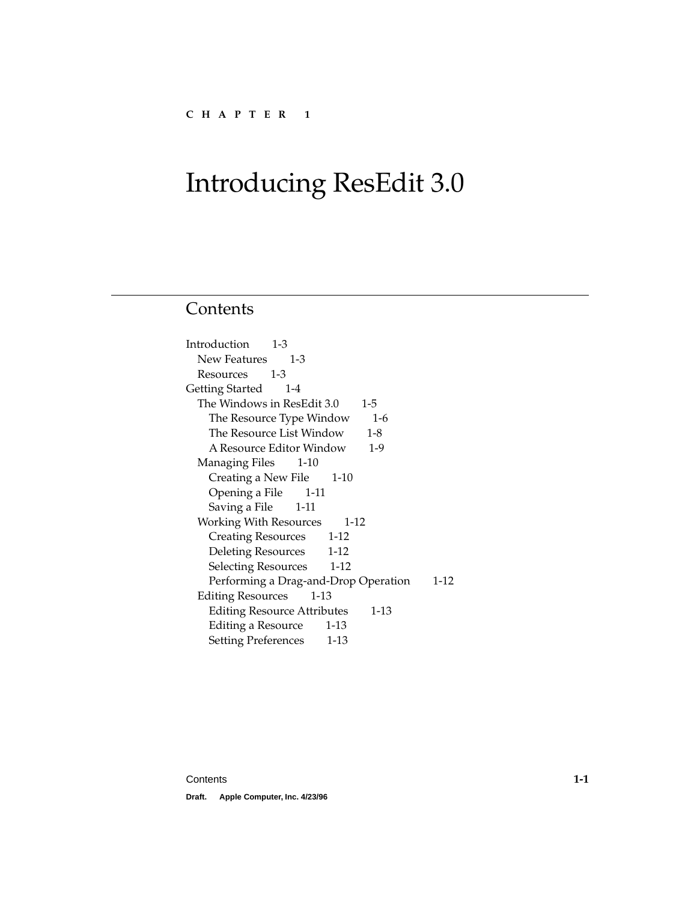C H A P T E R 1

# Introducing ResEdit 3.0

## Contents

- Introduction 1-3
  - New Features 1-3
  - Resources 1-3
- Getting Started 1-4
  - The Windows in ResEdit 3.0 1-5
    - The Resource Type Window 1-6
    - The Resource List Window 1-8
    - A Resource Editor Window 1-9
  - Managing Files 1-10
    - Creating a New File 1-10
    - Opening a File 1-11
    - Saving a File 1-11
  - Working With Resources 1-12
    - Creating Resources 1-12
    - Deleting Resources 1-12
    - Selecting Resources 1-12
    - Performing a Drag-and-Drop Operation 1-12
  - Editing Resources 1-13
    - Editing Resource Attributes 1-13
    - Editing a Resource 1-13
    - Setting Preferences 1-13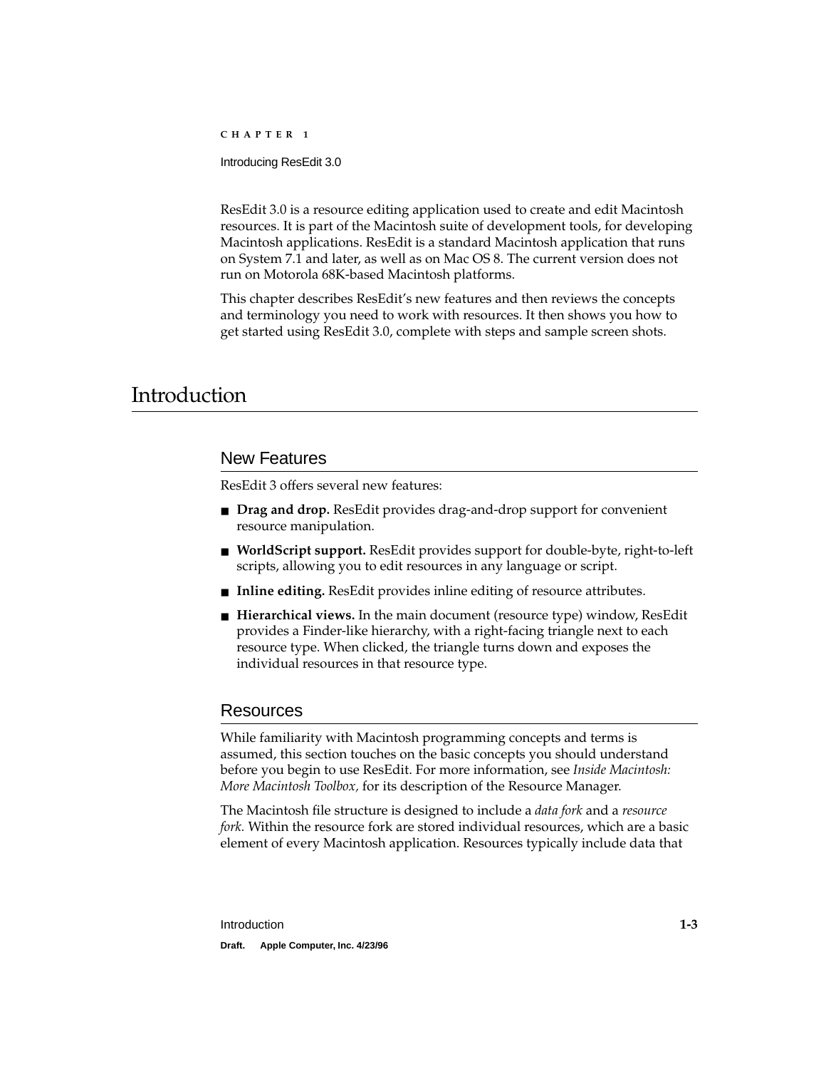ResEdit 3.0 is a resource editing application used to create and edit Macintosh resources. It is part of the Macintosh suite of development tools, for developing Macintosh applications. ResEdit is a standard Macintosh application that runs on System 7.1 and later, as well as on Mac OS 8. The current version does not run on Motorola 68K-based Macintosh platforms.

This chapter describes ResEdit's new features and then reviews the concepts and terminology you need to work with resources. It then shows you how to get started using ResEdit 3.0, complete with steps and sample screen shots.

# Introduction

## New Features

ResEdit 3 offers several new features:

- **Drag and drop.** ResEdit provides drag-and-drop support for convenient resource manipulation.
- **WorldScript support.** ResEdit provides support for double-byte, right-to-left scripts, allowing you to edit resources in any language or script.
- **Inline editing.** ResEdit provides inline editing of resource attributes.
- **Hierarchical views.** In the main document (resource type) window, ResEdit provides a Finder-like hierarchy, with a right-facing triangle next to each resource type. When clicked, the triangle turns down and exposes the individual resources in that resource type.

## Resources

While familiarity with Macintosh programming concepts and terms is assumed, this section touches on the basic concepts you should understand before you begin to use ResEdit. For more information, see *Inside Macintosh: More Macintosh Toolbox,* for its description of the Resource Manager.

The Macintosh file structure is designed to include a *data fork* and a *resource fork.* Within the resource fork are stored individual resources, which are a basic element of every Macintosh application. Resources typically include data that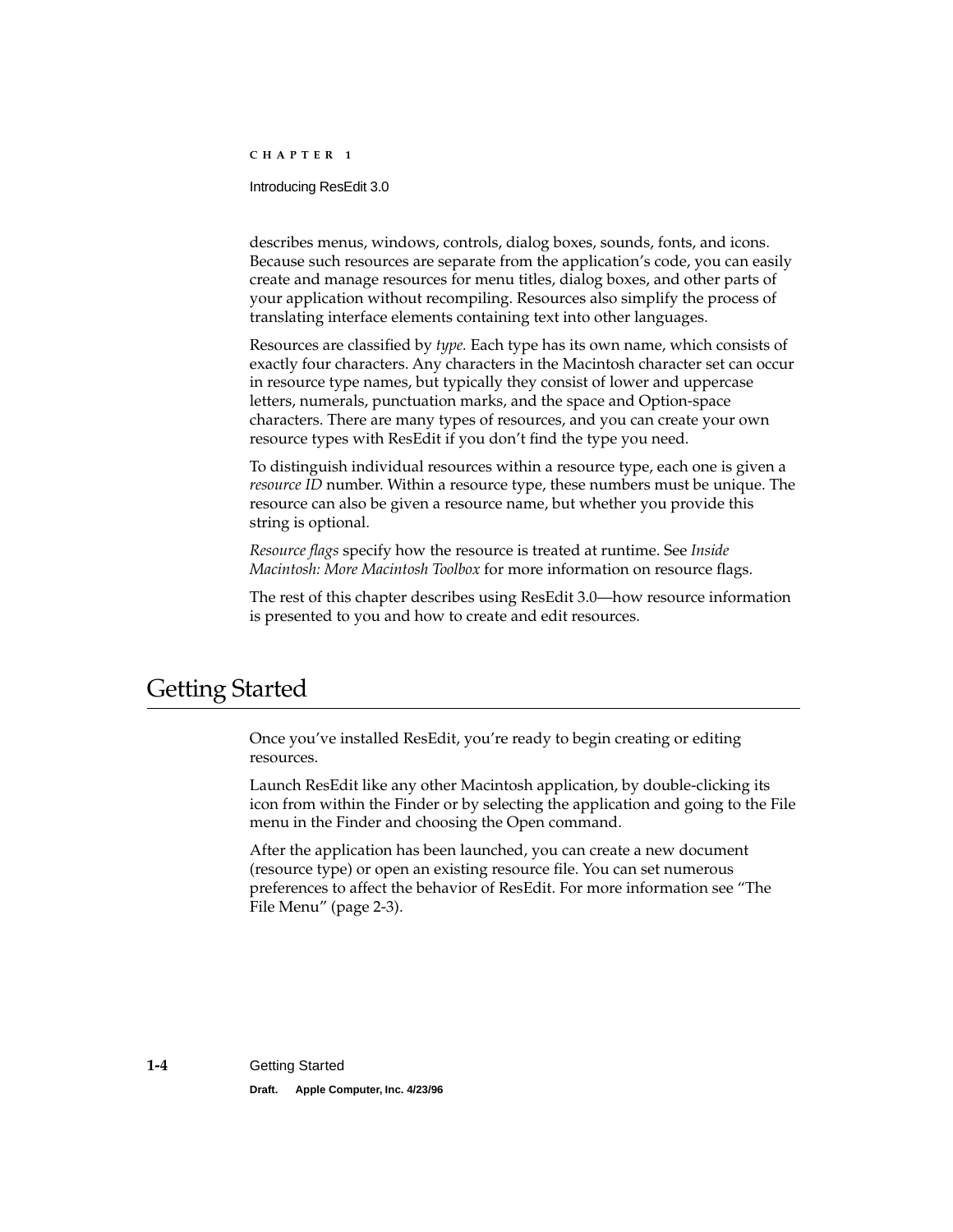describes menus, windows, controls, dialog boxes, sounds, fonts, and icons. Because such resources are separate from the application's code, you can easily create and manage resources for menu titles, dialog boxes, and other parts of your application without recompiling. Resources also simplify the process of translating interface elements containing text into other languages.

Resources are classified by *type.* Each type has its own name, which consists of exactly four characters. Any characters in the Macintosh character set can occur in resource type names, but typically they consist of lower and uppercase letters, numerals, punctuation marks, and the space and Option-space characters. There are many types of resources, and you can create your own resource types with ResEdit if you don't find the type you need.

To distinguish individual resources within a resource type, each one is given a *resource ID* number. Within a resource type, these numbers must be unique. The resource can also be given a resource name, but whether you provide this string is optional.

*Resource flags* specify how the resource is treated at runtime. See *Inside Macintosh: More Macintosh Toolbox* for more information on resource flags.

The rest of this chapter describes using ResEdit 3.0—how resource information is presented to you and how to create and edit resources.

# Getting Started

Once you've installed ResEdit, you're ready to begin creating or editing resources.

Launch ResEdit like any other Macintosh application, by double-clicking its icon from within the Finder or by selecting the application and going to the File menu in the Finder and choosing the Open command.

After the application has been launched, you can create a new document (resource type) or open an existing resource file. You can set numerous preferences to affect the behavior of ResEdit. For more information see "The File Menu" (page 2-3).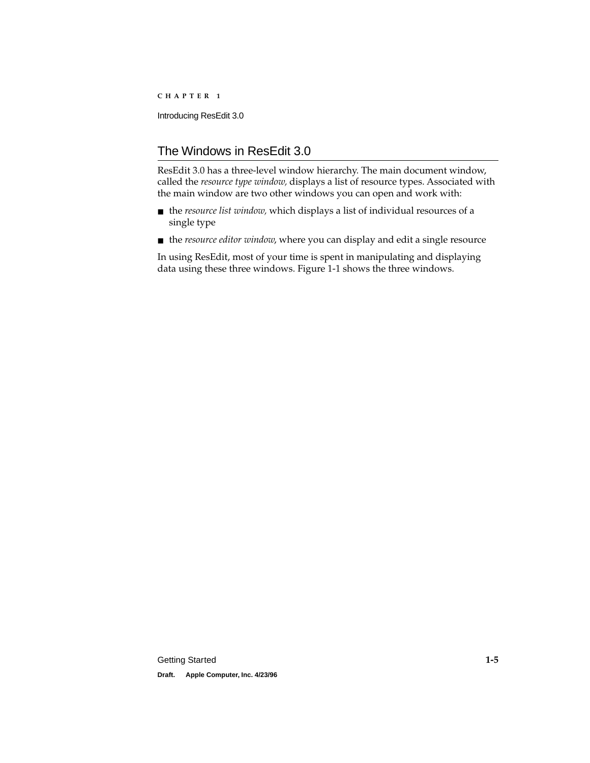## The Windows in ResEdit 3.0

ResEdit 3.0 has a three-level window hierarchy. The main document window, called the *resource type window,* displays a list of resource types. Associated with the main window are two other windows you can open and work with:

- the *resource list window,* which displays a list of individual resources of a single type
- the *resource editor window*, where you can display and edit a single resource

In using ResEdit, most of your time is spent in manipulating and displaying data using these three windows. Figure 1-1 shows the three windows.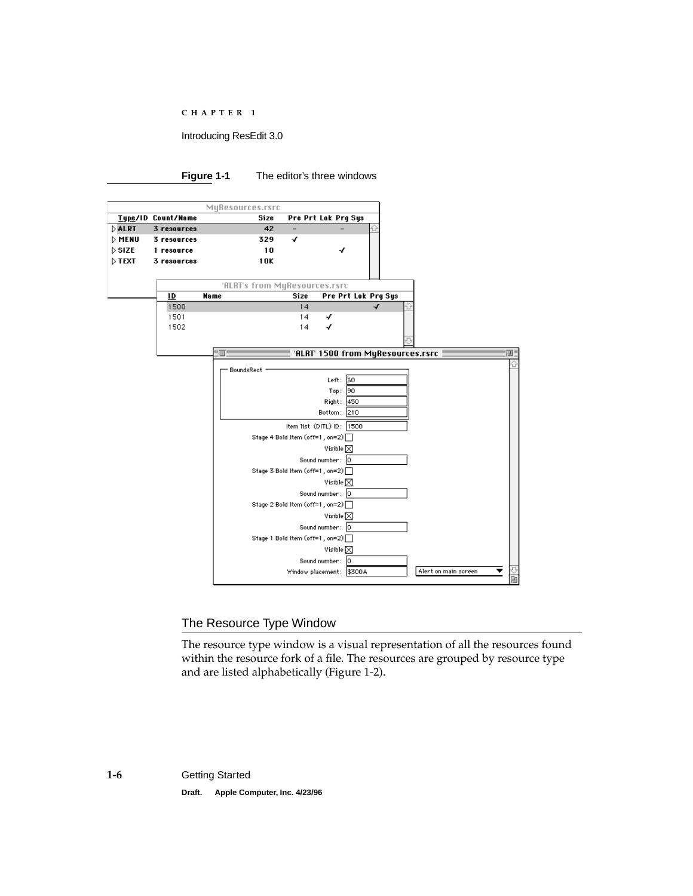**Figure 1-1** The editor's three windows

## The Resource Type Window

The resource type window is a visual representation of all the resources found within the resource fork of a file. The resources are grouped by resource type and are listed alphabetically (Figure 1-2).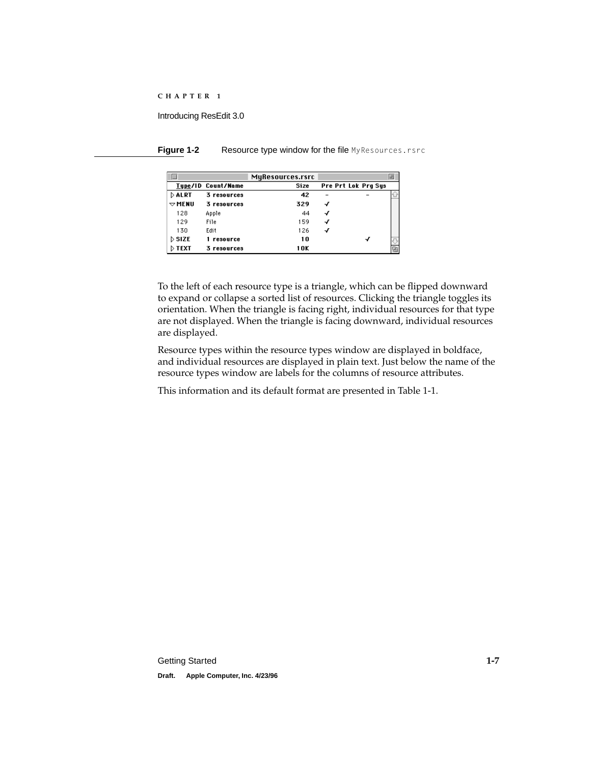**Figure 1-2** Resource type window for the file `MyResources.rsrc`

| Type/ID | Count/Name | Size | Pre | Prt | Lok | Prg | Sys |
|---|---|---|---|---|---|---|---|
| ▷ **ALRT** | **3 resources** | **42** | – | | | – | |
| ▽ **MENU** | **3 resources** | **329** | ✓ | | | | |
| 128 | Apple | 44 | ✓ | | | | |
| 129 | File | 159 | ✓ | | | | |
| 130 | Edit | 126 | ✓ | | | | |
| ▷ **SIZE** | **1 resource** | **10** | | | | ✓ | |
| ▷ **TEXT** | **3 resources** | **10K** | | | | | |

To the left of each resource type is a triangle, which can be flipped downward to expand or collapse a sorted list of resources. Clicking the triangle toggles its orientation. When the triangle is facing right, individual resources for that type are not displayed. When the triangle is facing downward, individual resources are displayed.

Resource types within the resource types window are displayed in boldface, and individual resources are displayed in plain text. Just below the name of the resource types window are labels for the columns of resource attributes.

This information and its default format are presented in Table 1-1.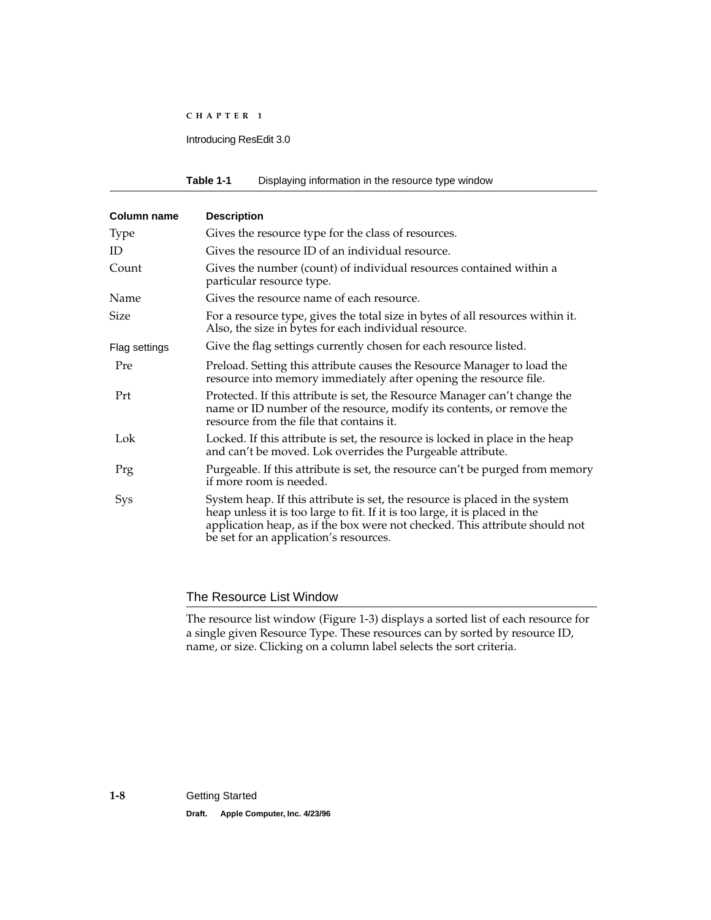**Table 1-1** Displaying information in the resource type window

| Column name | Description |
|---|---|
| Type | Gives the resource type for the class of resources. |
| ID | Gives the resource ID of an individual resource. |
| Count | Gives the number (count) of individual resources contained within a particular resource type. |
| Name | Gives the resource name of each resource. |
| Size | For a resource type, gives the total size in bytes of all resources within it. Also, the size in bytes for each individual resource. |
| Flag settings | Give the flag settings currently chosen for each resource listed. |
| Pre | Preload. Setting this attribute causes the Resource Manager to load the resource into memory immediately after opening the resource file. |
| Prt | Protected. If this attribute is set, the Resource Manager can't change the name or ID number of the resource, modify its contents, or remove the resource from the file that contains it. |
| Lok | Locked. If this attribute is set, the resource is locked in place in the heap and can't be moved. Lok overrides the Purgeable attribute. |
| Prg | Purgeable. If this attribute is set, the resource can't be purged from memory if more room is needed. |
| Sys | System heap. If this attribute is set, the resource is placed in the system heap unless it is too large to fit. If it is too large, it is placed in the application heap, as if the box were not checked. This attribute should not be set for an application's resources. |

## The Resource List Window

The resource list window (Figure 1-3) displays a sorted list of each resource for a single given Resource Type. These resources can by sorted by resource ID, name, or size. Clicking on a column label selects the sort criteria.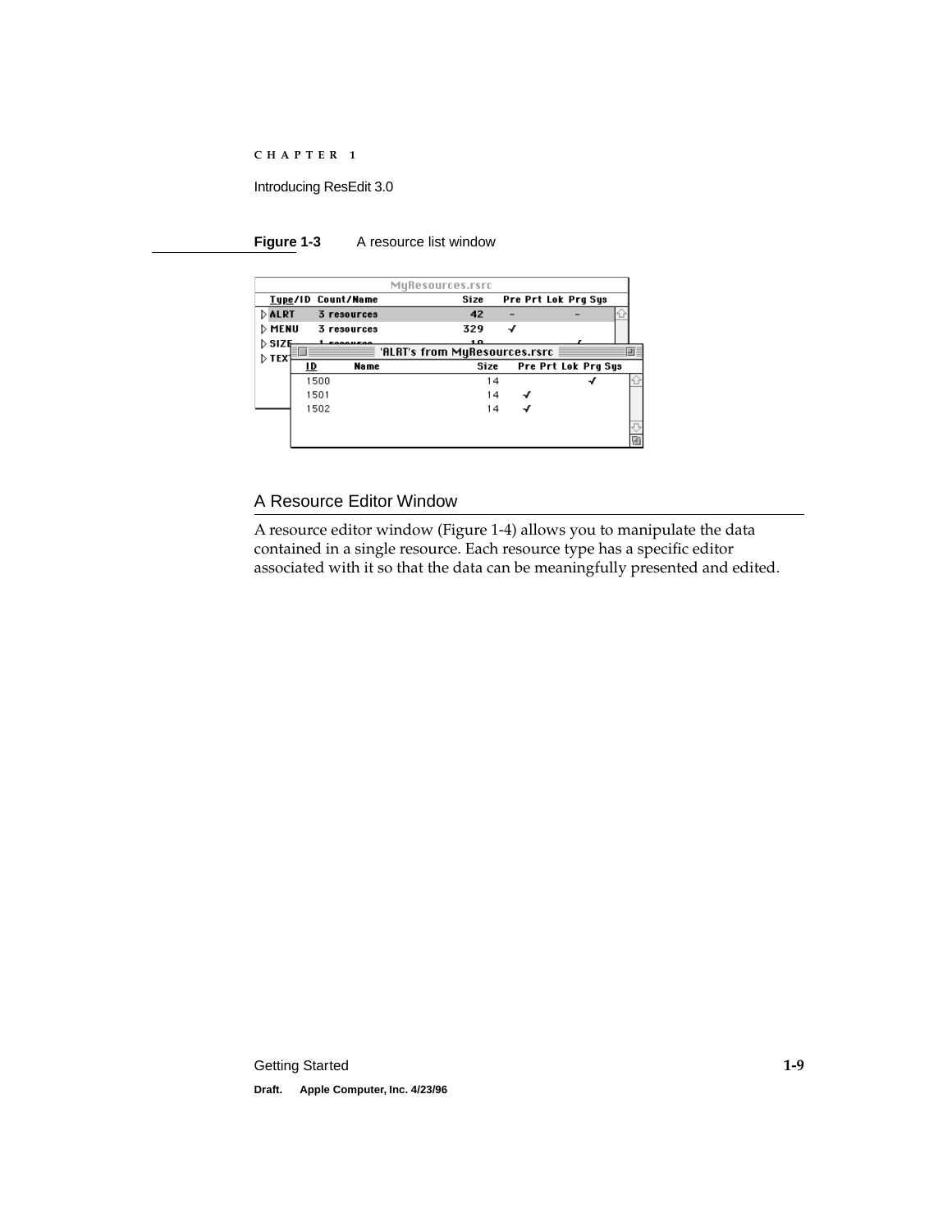**Figure 1-3** A resource list window

## A Resource Editor Window

A resource editor window (Figure 1-4) allows you to manipulate the data contained in a single resource. Each resource type has a specific editor associated with it so that the data can be meaningfully presented and edited.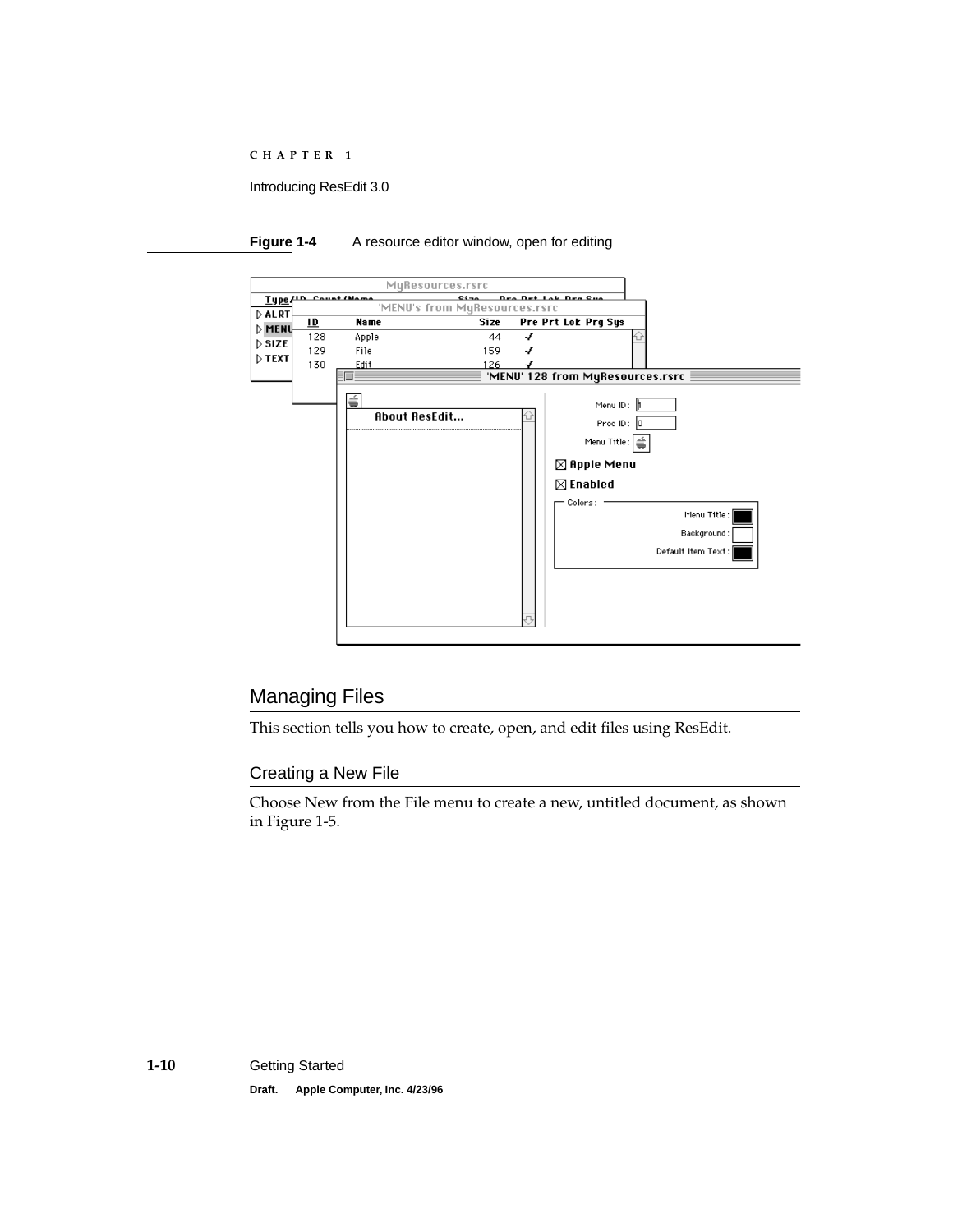**Figure 1-4** A resource editor window, open for editing

## Managing Files

This section tells you how to create, open, and edit files using ResEdit.

### Creating a New File

Choose New from the File menu to create a new, untitled document, as shown in Figure 1-5.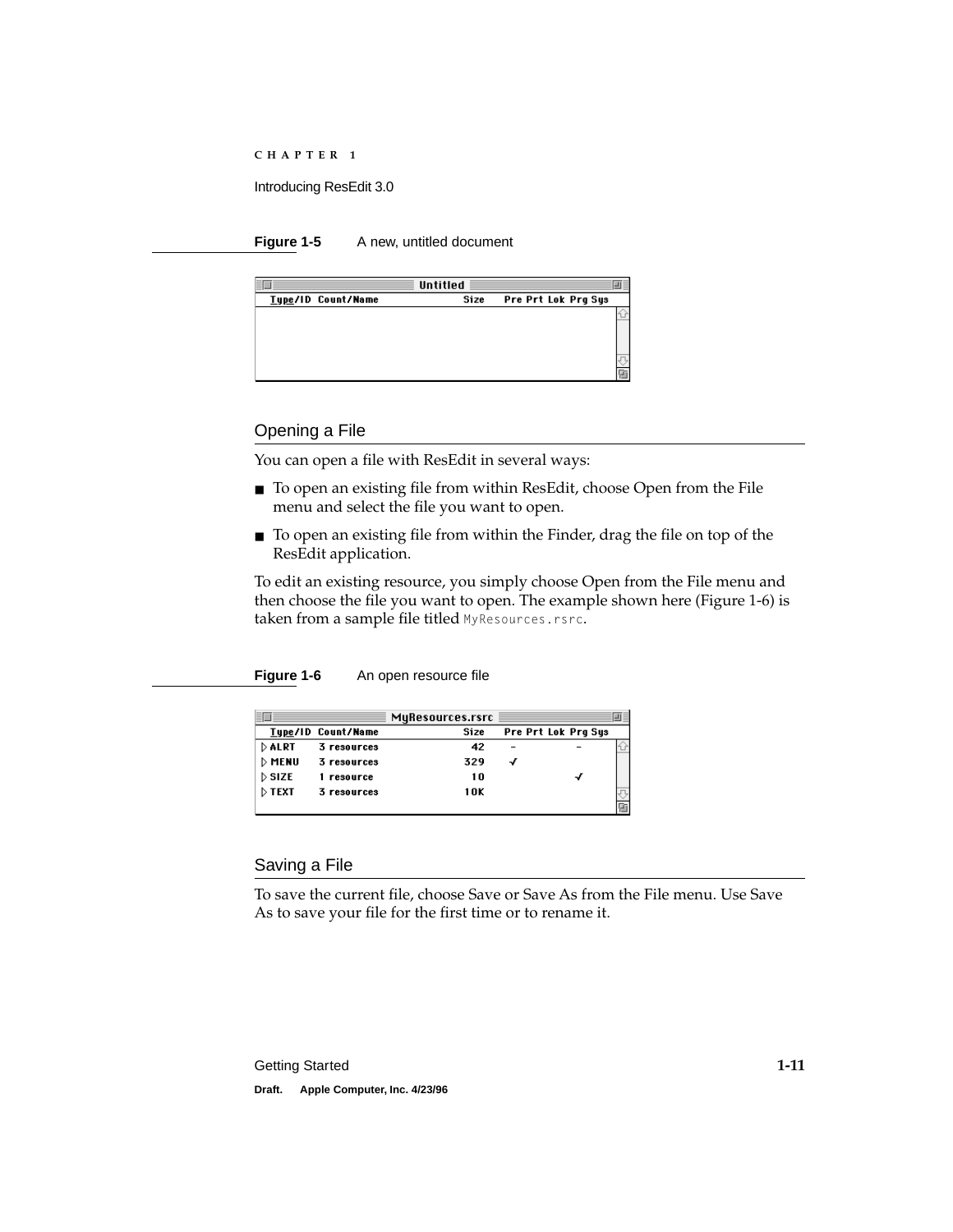**Figure 1-5** A new, untitled document

## Opening a File

You can open a file with ResEdit in several ways:

- To open an existing file from within ResEdit, choose Open from the File menu and select the file you want to open.
- To open an existing file from within the Finder, drag the file on top of the ResEdit application.

To edit an existing resource, you simply choose Open from the File menu and then choose the file you want to open. The example shown here (Figure 1-6) is taken from a sample file titled `MyResources.rsrc`.

**Figure 1-6** An open resource file

## Saving a File

To save the current file, choose Save or Save As from the File menu. Use Save As to save your file for the first time or to rename it.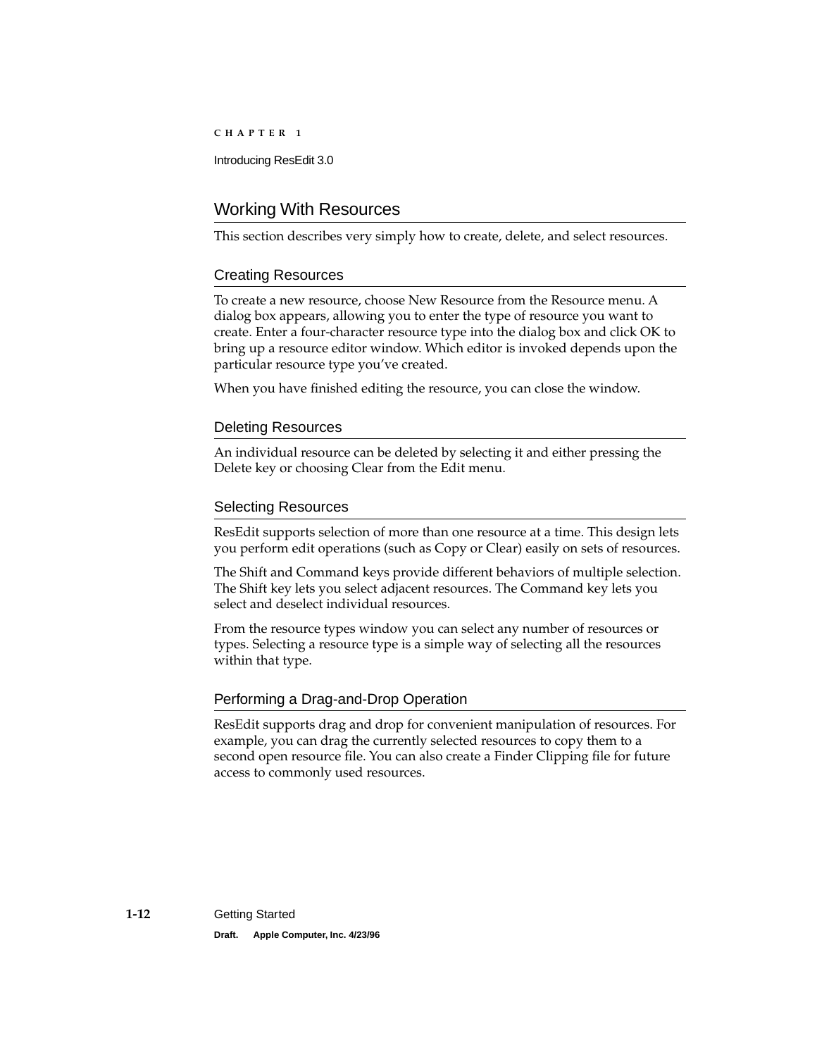## Working With Resources

This section describes very simply how to create, delete, and select resources.

### Creating Resources

To create a new resource, choose New Resource from the Resource menu. A dialog box appears, allowing you to enter the type of resource you want to create. Enter a four-character resource type into the dialog box and click OK to bring up a resource editor window. Which editor is invoked depends upon the particular resource type you've created.

When you have finished editing the resource, you can close the window.

### Deleting Resources

An individual resource can be deleted by selecting it and either pressing the Delete key or choosing Clear from the Edit menu.

### Selecting Resources

ResEdit supports selection of more than one resource at a time. This design lets you perform edit operations (such as Copy or Clear) easily on sets of resources.

The Shift and Command keys provide different behaviors of multiple selection. The Shift key lets you select adjacent resources. The Command key lets you select and deselect individual resources.

From the resource types window you can select any number of resources or types. Selecting a resource type is a simple way of selecting all the resources within that type.

### Performing a Drag-and-Drop Operation

ResEdit supports drag and drop for convenient manipulation of resources. For example, you can drag the currently selected resources to copy them to a second open resource file. You can also create a Finder Clipping file for future access to commonly used resources.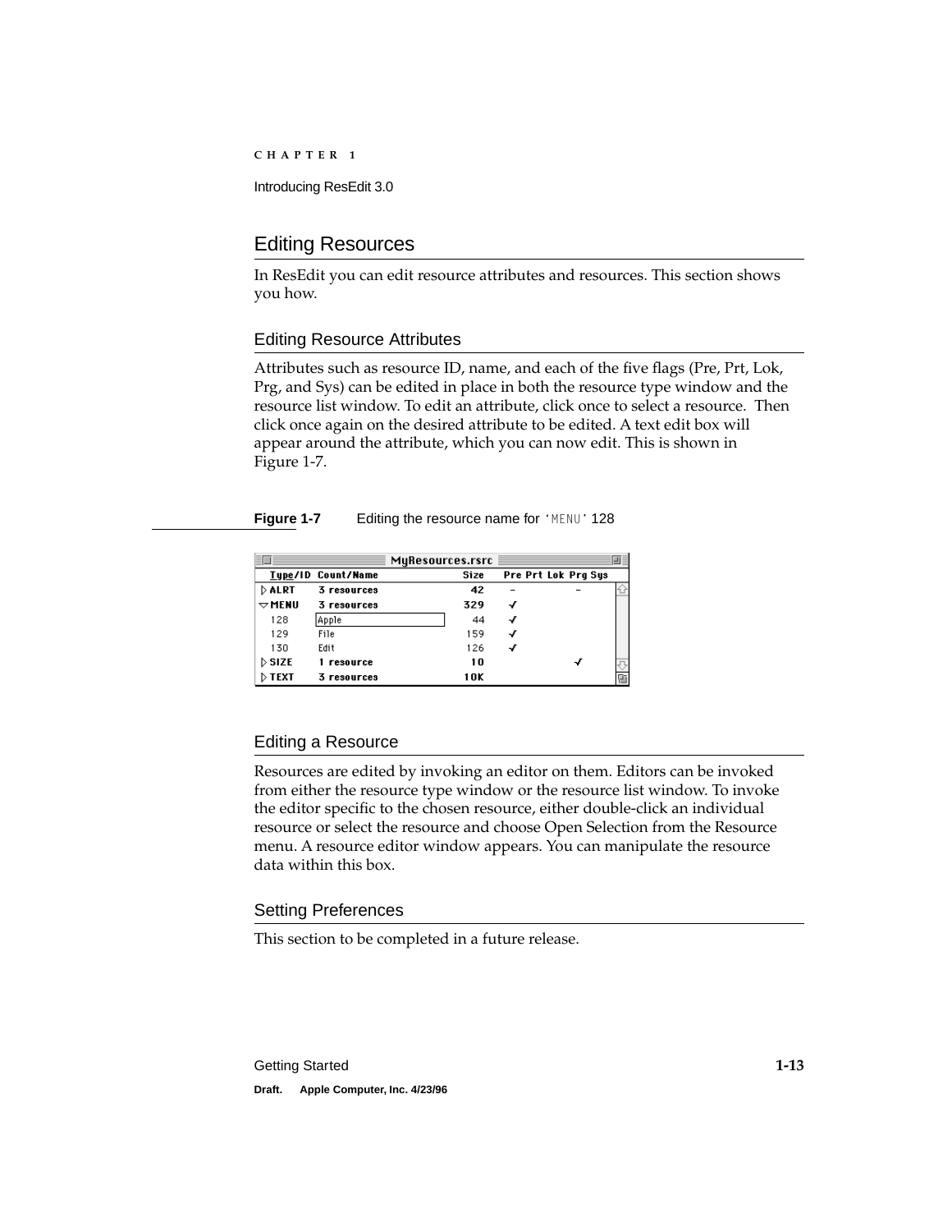## Editing Resources

In ResEdit you can edit resource attributes and resources. This section shows you how.

### Editing Resource Attributes

Attributes such as resource ID, name, and each of the five flags (Pre, Prt, Lok, Prg, and Sys) can be edited in place in both the resource type window and the resource list window. To edit an attribute, click once to select a resource. Then click once again on the desired attribute to be edited. A text edit box will appear around the attribute, which you can now edit. This is shown in Figure 1-7.

**Figure 1-7** Editing the resource name for 'MENU' 128

| Type/ID | Count/Name | Size | Pre | Prt | Lok | Prg | Sys |
|---|---|---|---|---|---|---|---|
| ▷ ALRT | 3 resources | 42 | – | | | – | |
| ▽ MENU | 3 resources | 329 | ✓ | | | | |
| 128 | Apple | 44 | ✓ | | | | |
| 129 | File | 159 | ✓ | | | | |
| 130 | Edit | 126 | ✓ | | | | |
| ▷ SIZE | 1 resource | 10 | | | | ✓ | |
| ▷ TEXT | 3 resources | 10K | | | | | |

### Editing a Resource

Resources are edited by invoking an editor on them. Editors can be invoked from either the resource type window or the resource list window. To invoke the editor specific to the chosen resource, either double-click an individual resource or select the resource and choose Open Selection from the Resource menu. A resource editor window appears. You can manipulate the resource data within this box.

### Setting Preferences

This section to be completed in a future release.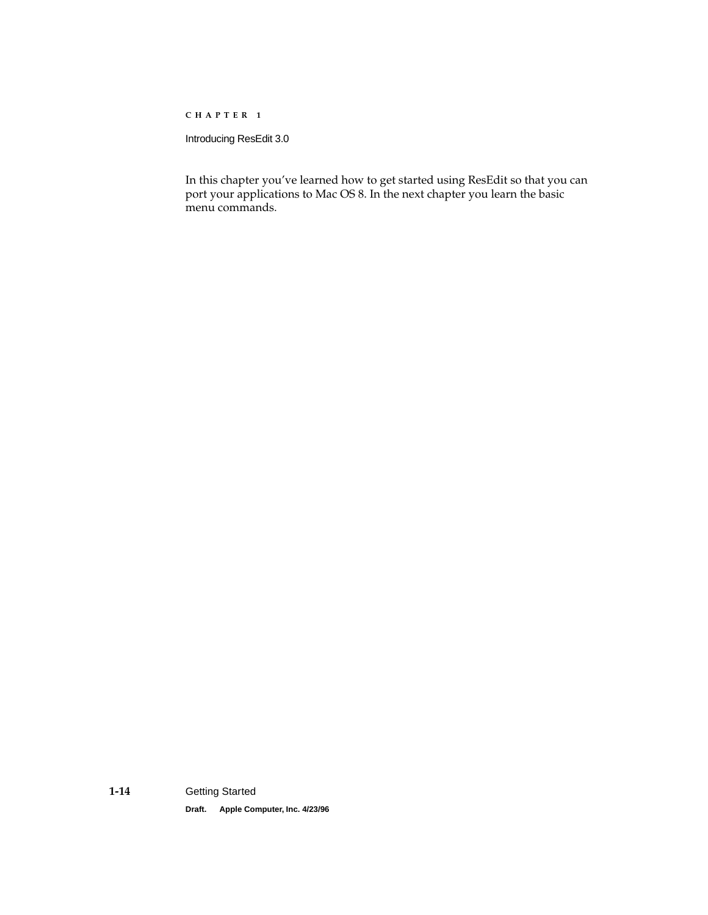In this chapter you've learned how to get started using ResEdit so that you can port your applications to Mac OS 8. In the next chapter you learn the basic menu commands.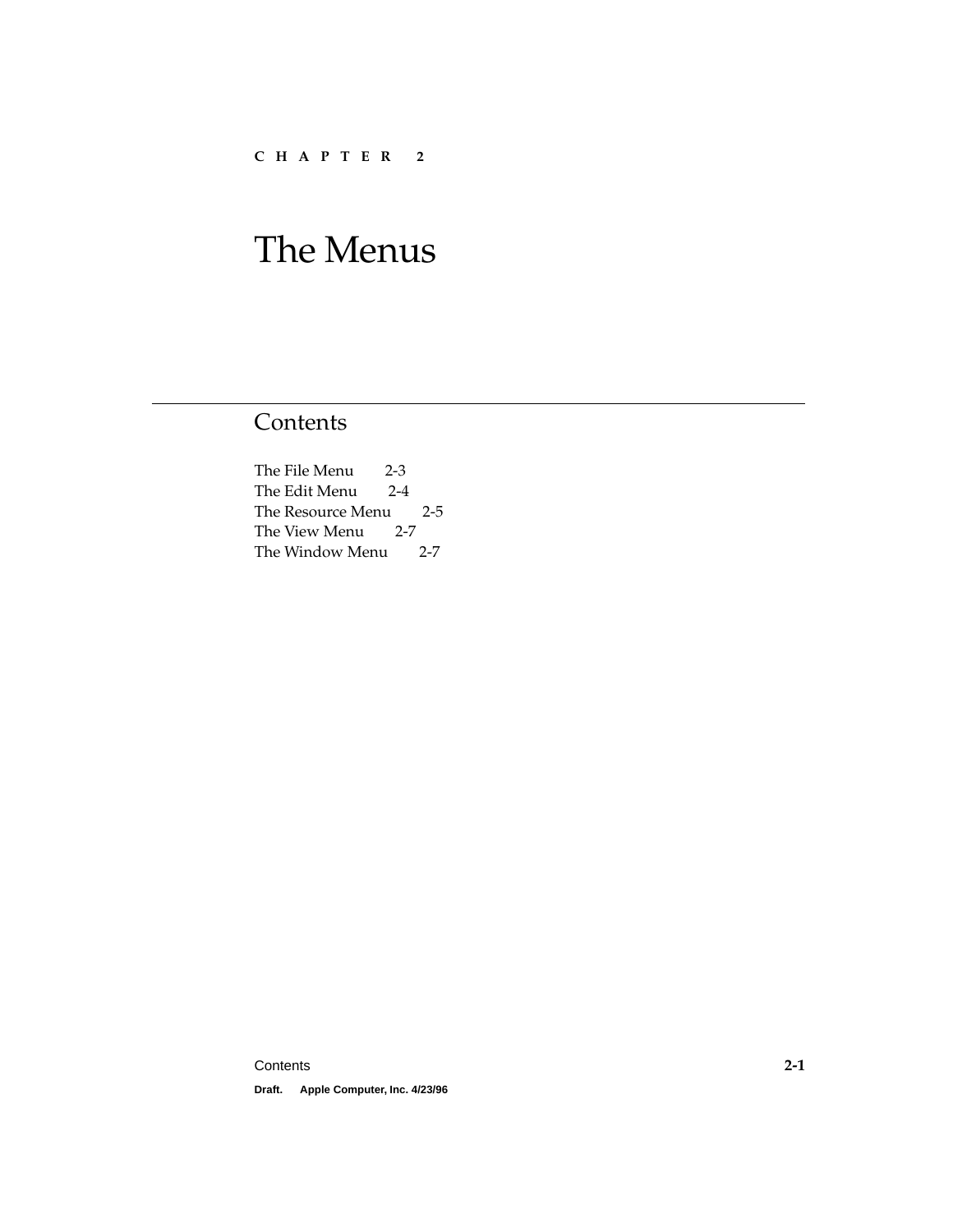C H A P T E R 2

# The Menus

## Contents

The File Menu 2-3
The Edit Menu 2-4
The Resource Menu 2-5
The View Menu 2-7
The Window Menu 2-7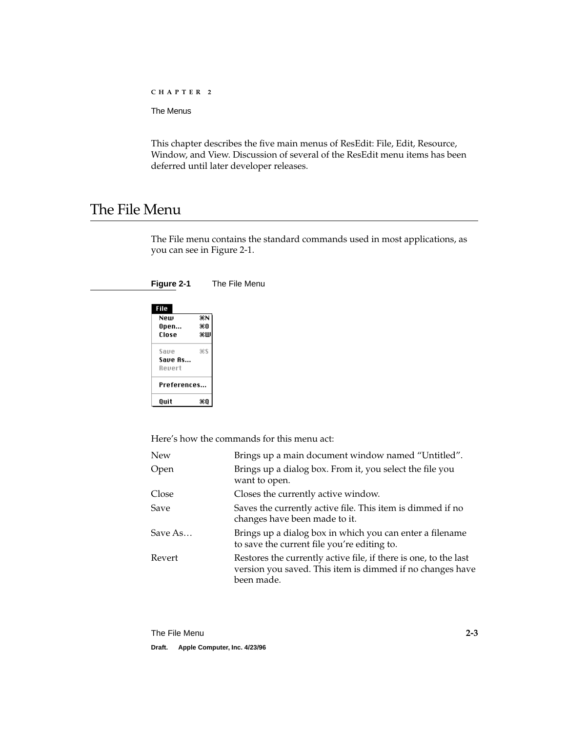# The Menus

This chapter describes the five main menus of ResEdit: File, Edit, Resource, Window, and View. Discussion of several of the ResEdit menu items has been deferred until later developer releases.

## The File Menu

The File menu contains the standard commands used in most applications, as you can see in Figure 2-1.

**Figure 2-1** The File Menu

Here's how the commands for this menu act:

| | |
|---|---|
| New | Brings up a main document window named "Untitled". |
| Open | Brings up a dialog box. From it, you select the file you want to open. |
| Close | Closes the currently active window. |
| Save | Saves the currently active file. This item is dimmed if no changes have been made to it. |
| Save As… | Brings up a dialog box in which you can enter a filename to save the current file you're editing to. |
| Revert | Restores the currently active file, if there is one, to the last version you saved. This item is dimmed if no changes have been made. |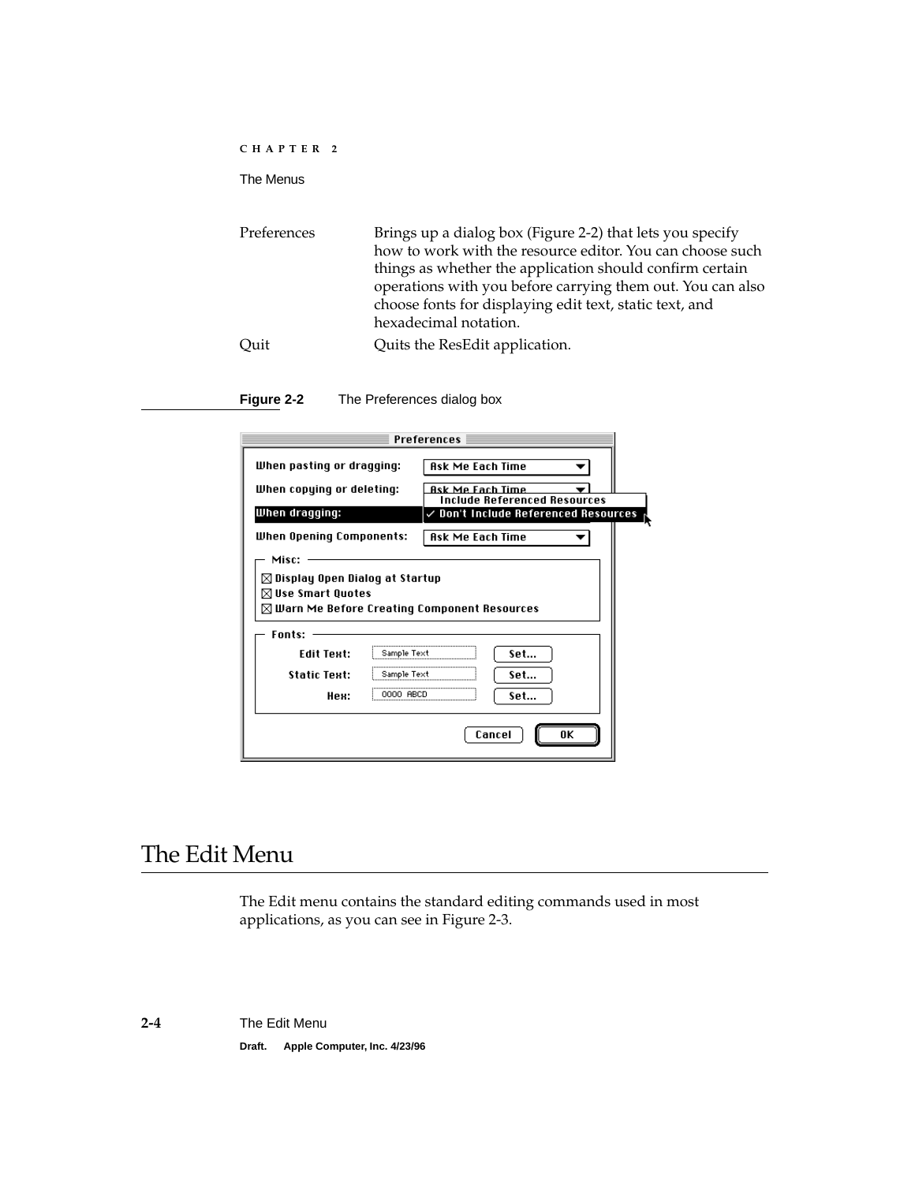| | |
|---|---|
| Preferences | Brings up a dialog box (Figure 2-2) that lets you specify how to work with the resource editor. You can choose such things as whether the application should confirm certain operations with you before carrying them out. You can also choose fonts for displaying edit text, static text, and hexadecimal notation. |
| Quit | Quits the ResEdit application. |

**Figure 2-2** The Preferences dialog box

## The Edit Menu

The Edit menu contains the standard editing commands used in most applications, as you can see in Figure 2-3.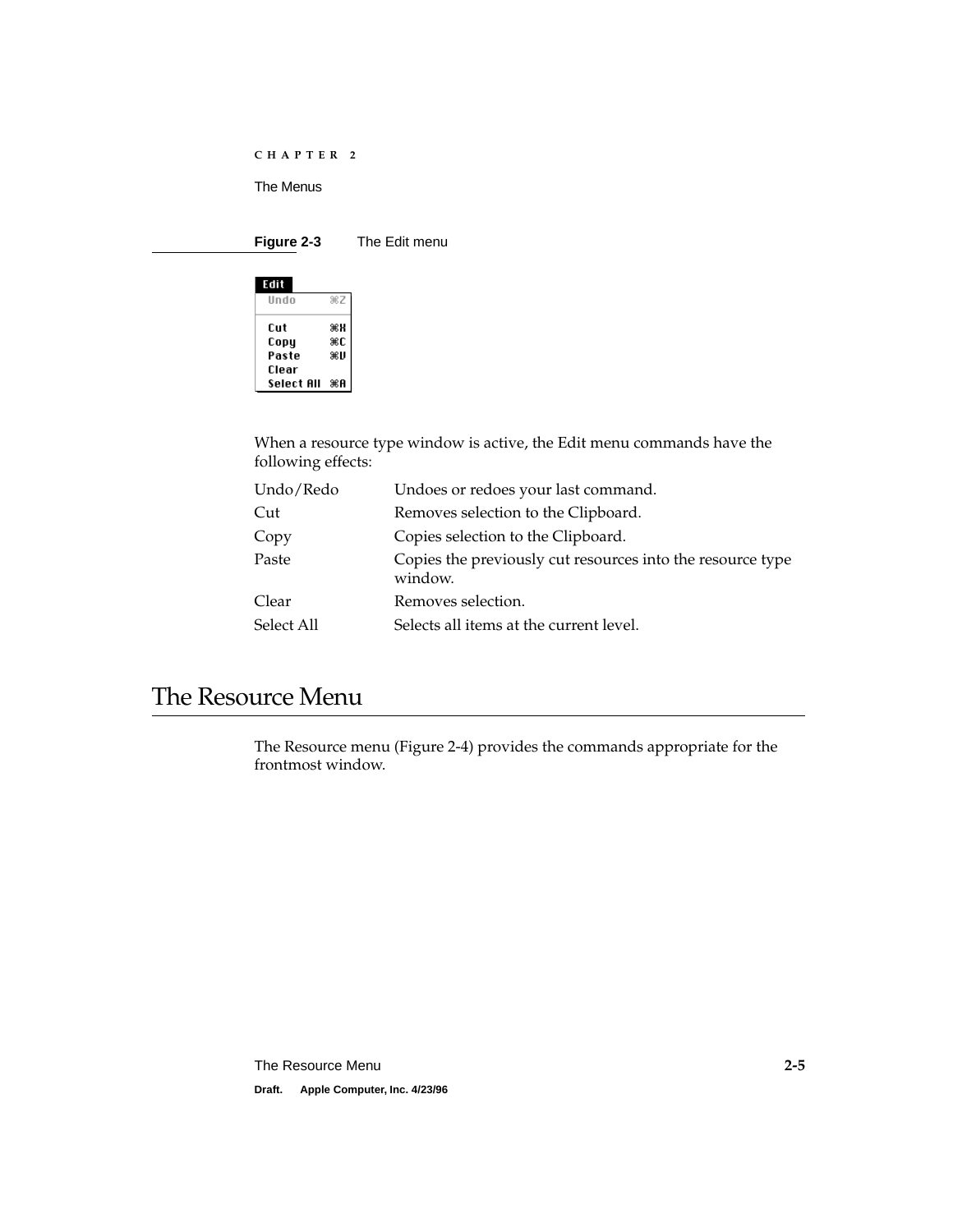**Figure 2-3** The Edit menu

When a resource type window is active, the Edit menu commands have the following effects:

| | |
|---|---|
| Undo/Redo | Undoes or redoes your last command. |
| Cut | Removes selection to the Clipboard. |
| Copy | Copies selection to the Clipboard. |
| Paste | Copies the previously cut resources into the resource type window. |
| Clear | Removes selection. |
| Select All | Selects all items at the current level. |

## The Resource Menu

The Resource menu (Figure 2-4) provides the commands appropriate for the frontmost window.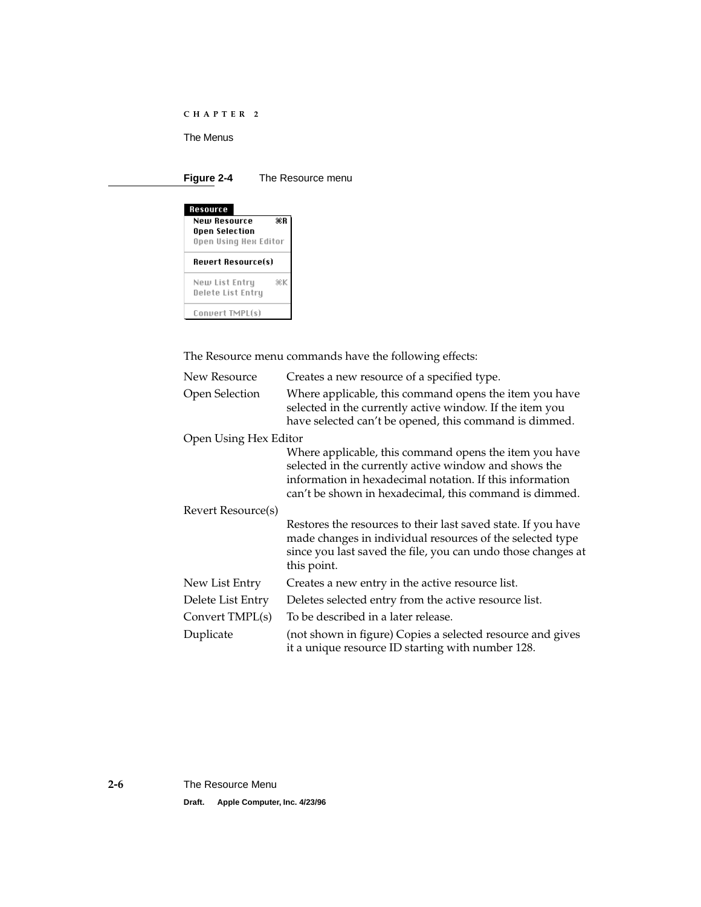**Figure 2-4** The Resource menu

The Resource menu commands have the following effects:

| | |
|---|---|
| New Resource | Creates a new resource of a specified type. |
| Open Selection | Where applicable, this command opens the item you have selected in the currently active window. If the item you have selected can't be opened, this command is dimmed. |
| Open Using Hex Editor | Where applicable, this command opens the item you have selected in the currently active window and shows the information in hexadecimal notation. If this information can't be shown in hexadecimal, this command is dimmed. |
| Revert Resource(s) | Restores the resources to their last saved state. If you have made changes in individual resources of the selected type since you last saved the file, you can undo those changes at this point. |
| New List Entry | Creates a new entry in the active resource list. |
| Delete List Entry | Deletes selected entry from the active resource list. |
| Convert TMPL(s) | To be described in a later release. |
| Duplicate | (not shown in figure) Copies a selected resource and gives it a unique resource ID starting with number 128. |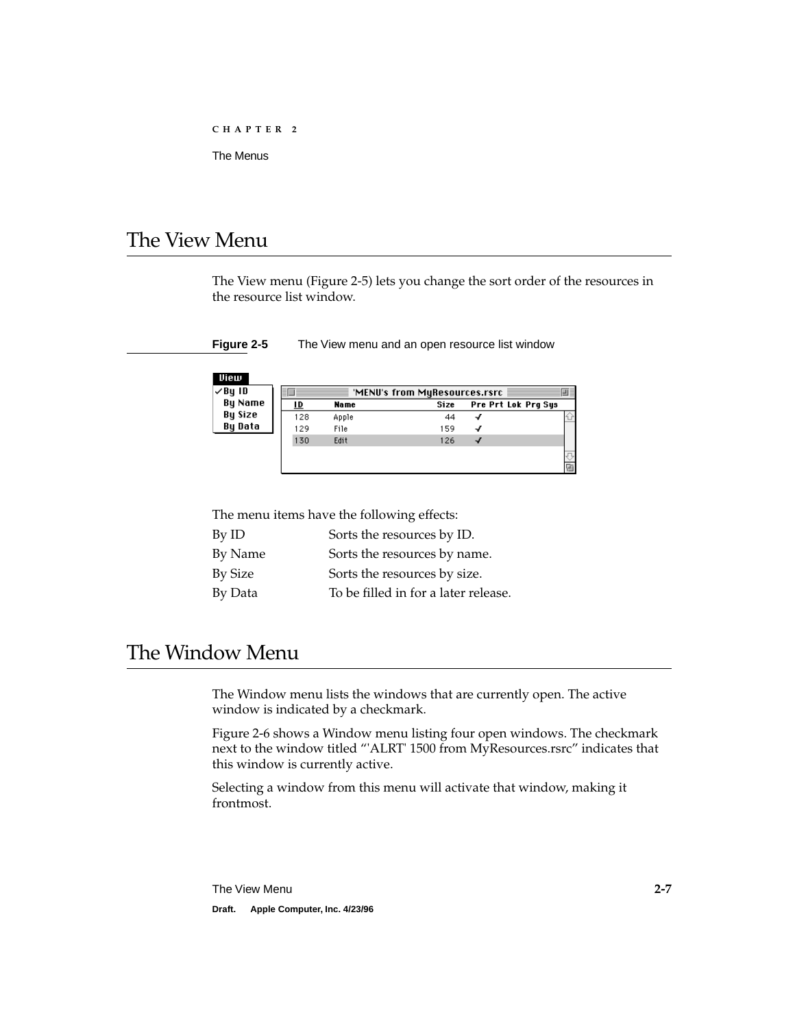# The View Menu

The View menu (Figure 2-5) lets you change the sort order of the resources in the resource list window.

**Figure 2-5** The View menu and an open resource list window

The menu items have the following effects:

| | |
|---|---|
| By ID | Sorts the resources by ID. |
| By Name | Sorts the resources by name. |
| By Size | Sorts the resources by size. |
| By Data | To be filled in for a later release. |

# The Window Menu

The Window menu lists the windows that are currently open. The active window is indicated by a checkmark.

Figure 2-6 shows a Window menu listing four open windows. The checkmark next to the window titled "'ALRT' 1500 from MyResources.rsrc" indicates that this window is currently active.

Selecting a window from this menu will activate that window, making it frontmost.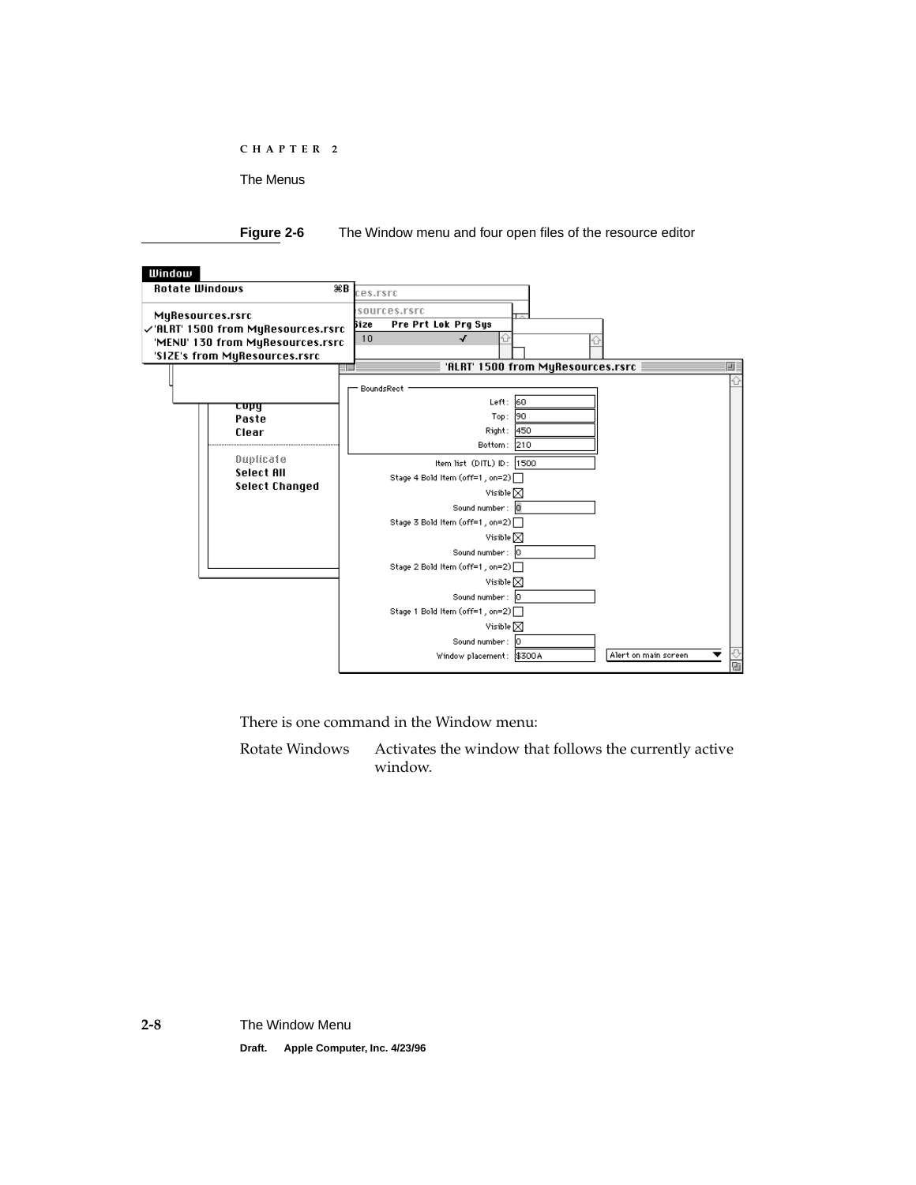**Figure 2-6** The Window menu and four open files of the resource editor

There is one command in the Window menu:

Rotate Windows Activates the window that follows the currently active window.